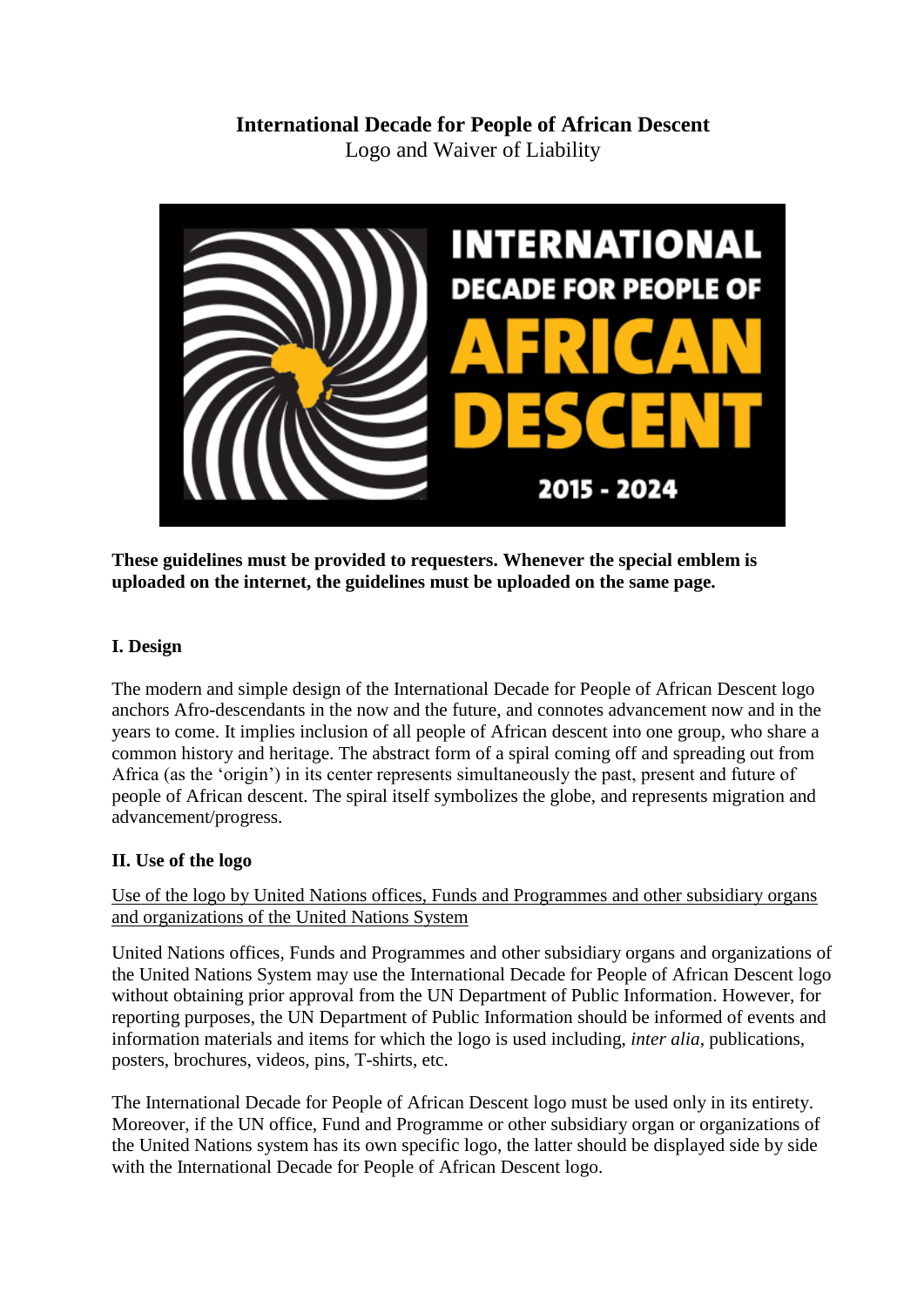# International Decade for People of African Descent

Logo and Waiver of Liability

**These guidelines must be provided to requesters. Whenever the special emblem is uploaded on the internet, the guidelines must be uploaded on the same page.**

## I. Design

The modern and simple design of the International Decade for People of African Descent logo anchors Afro-descendants in the now and the future, and connotes advancement now and in the years to come. It implies inclusion of all people of African descent into one group, who share a common history and heritage. The abstract form of a spiral coming off and spreading out from Africa (as the 'origin') in its center represents simultaneously the past, present and future of people of African descent. The spiral itself symbolizes the globe, and represents migration and advancement/progress.

## II. Use of the logo

Use of the logo by United Nations offices, Funds and Programmes and other subsidiary organs and organizations of the United Nations System

United Nations offices, Funds and Programmes and other subsidiary organs and organizations of the United Nations System may use the International Decade for People of African Descent logo without obtaining prior approval from the UN Department of Public Information. However, for reporting purposes, the UN Department of Public Information should be informed of events and information materials and items for which the logo is used including, *inter alia*, publications, posters, brochures, videos, pins, T-shirts, etc.

The International Decade for People of African Descent logo must be used only in its entirety. Moreover, if the UN office, Fund and Programme or other subsidiary organ or organizations of the United Nations system has its own specific logo, the latter should be displayed side by side with the International Decade for People of African Descent logo.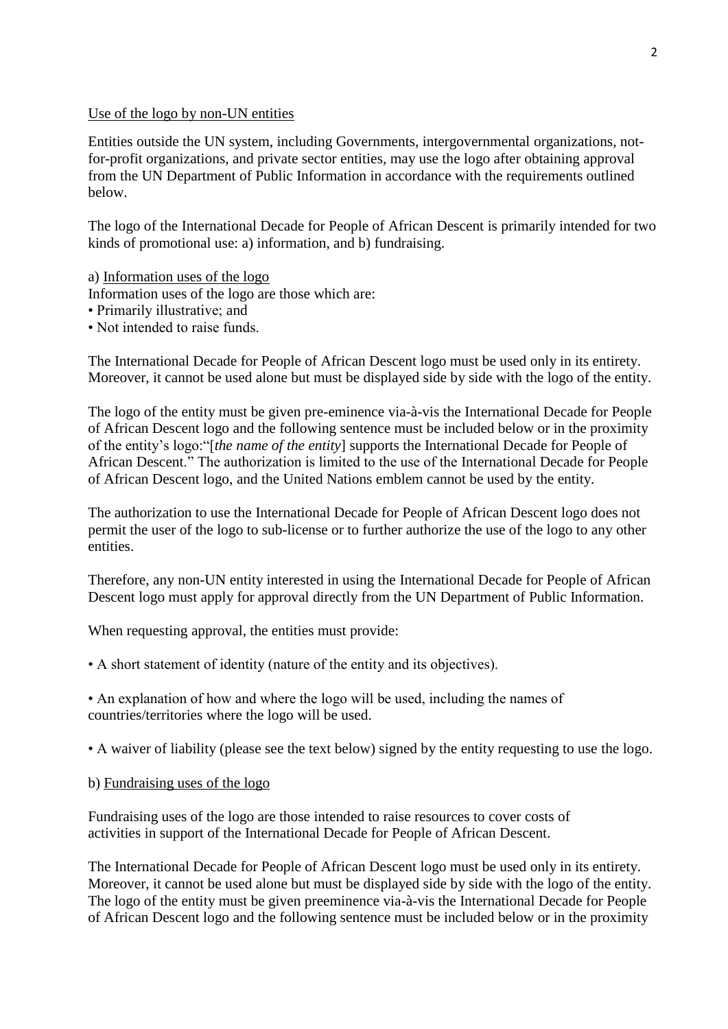Use of the logo by non-UN entities

Entities outside the UN system, including Governments, intergovernmental organizations, not-for-profit organizations, and private sector entities, may use the logo after obtaining approval from the UN Department of Public Information in accordance with the requirements outlined below.

The logo of the International Decade for People of African Descent is primarily intended for two kinds of promotional use: a) information, and b) fundraising.

a) Information uses of the logo

Information uses of the logo are those which are:

- Primarily illustrative; and
- Not intended to raise funds.

The International Decade for People of African Descent logo must be used only in its entirety. Moreover, it cannot be used alone but must be displayed side by side with the logo of the entity.

The logo of the entity must be given pre-eminence via-à-vis the International Decade for People of African Descent logo and the following sentence must be included below or in the proximity of the entity's logo:"[*the name of the entity*] supports the International Decade for People of African Descent." The authorization is limited to the use of the International Decade for People of African Descent logo, and the United Nations emblem cannot be used by the entity.

The authorization to use the International Decade for People of African Descent logo does not permit the user of the logo to sub-license or to further authorize the use of the logo to any other entities.

Therefore, any non-UN entity interested in using the International Decade for People of African Descent logo must apply for approval directly from the UN Department of Public Information.

When requesting approval, the entities must provide:

- A short statement of identity (nature of the entity and its objectives).
- An explanation of how and where the logo will be used, including the names of countries/territories where the logo will be used.
- A waiver of liability (please see the text below) signed by the entity requesting to use the logo.

b) Fundraising uses of the logo

Fundraising uses of the logo are those intended to raise resources to cover costs of activities in support of the International Decade for People of African Descent.

The International Decade for People of African Descent logo must be used only in its entirety. Moreover, it cannot be used alone but must be displayed side by side with the logo of the entity. The logo of the entity must be given preeminence via-à-vis the International Decade for People of African Descent logo and the following sentence must be included below or in the proximity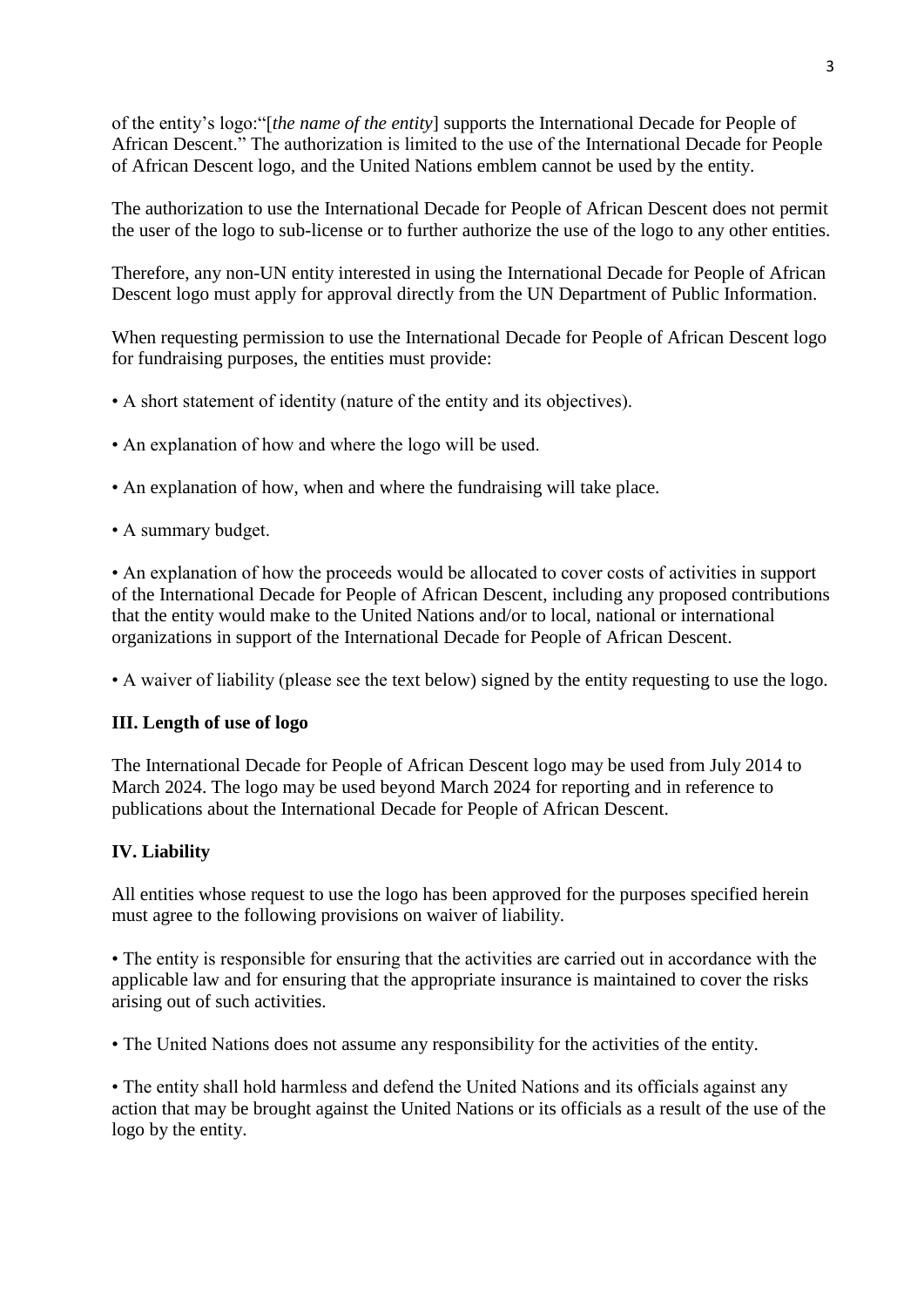of the entity's logo:"[*the name of the entity*] supports the International Decade for People of African Descent." The authorization is limited to the use of the International Decade for People of African Descent logo, and the United Nations emblem cannot be used by the entity.

The authorization to use the International Decade for People of African Descent does not permit the user of the logo to sub-license or to further authorize the use of the logo to any other entities.

Therefore, any non-UN entity interested in using the International Decade for People of African Descent logo must apply for approval directly from the UN Department of Public Information.

When requesting permission to use the International Decade for People of African Descent logo for fundraising purposes, the entities must provide:

- A short statement of identity (nature of the entity and its objectives).
- An explanation of how and where the logo will be used.
- An explanation of how, when and where the fundraising will take place.
- A summary budget.
- An explanation of how the proceeds would be allocated to cover costs of activities in support of the International Decade for People of African Descent, including any proposed contributions that the entity would make to the United Nations and/or to local, national or international organizations in support of the International Decade for People of African Descent.
- A waiver of liability (please see the text below) signed by the entity requesting to use the logo.

**III. Length of use of logo**

The International Decade for People of African Descent logo may be used from July 2014 to March 2024. The logo may be used beyond March 2024 for reporting and in reference to publications about the International Decade for People of African Descent.

**IV. Liability**

All entities whose request to use the logo has been approved for the purposes specified herein must agree to the following provisions on waiver of liability.

- The entity is responsible for ensuring that the activities are carried out in accordance with the applicable law and for ensuring that the appropriate insurance is maintained to cover the risks arising out of such activities.
- The United Nations does not assume any responsibility for the activities of the entity.
- The entity shall hold harmless and defend the United Nations and its officials against any action that may be brought against the United Nations or its officials as a result of the use of the logo by the entity.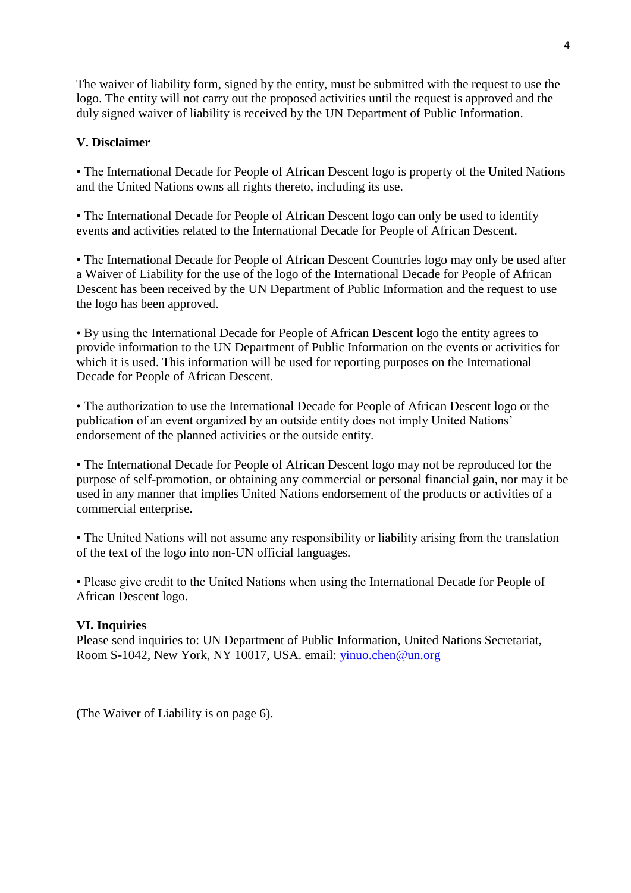The waiver of liability form, signed by the entity, must be submitted with the request to use the logo. The entity will not carry out the proposed activities until the request is approved and the duly signed waiver of liability is received by the UN Department of Public Information.

## V. Disclaimer

• The International Decade for People of African Descent logo is property of the United Nations and the United Nations owns all rights thereto, including its use.

• The International Decade for People of African Descent logo can only be used to identify events and activities related to the International Decade for People of African Descent.

• The International Decade for People of African Descent Countries logo may only be used after a Waiver of Liability for the use of the logo of the International Decade for People of African Descent has been received by the UN Department of Public Information and the request to use the logo has been approved.

• By using the International Decade for People of African Descent logo the entity agrees to provide information to the UN Department of Public Information on the events or activities for which it is used. This information will be used for reporting purposes on the International Decade for People of African Descent.

• The authorization to use the International Decade for People of African Descent logo or the publication of an event organized by an outside entity does not imply United Nations' endorsement of the planned activities or the outside entity.

• The International Decade for People of African Descent logo may not be reproduced for the purpose of self-promotion, or obtaining any commercial or personal financial gain, nor may it be used in any manner that implies United Nations endorsement of the products or activities of a commercial enterprise.

• The United Nations will not assume any responsibility or liability arising from the translation of the text of the logo into non-UN official languages.

• Please give credit to the United Nations when using the International Decade for People of African Descent logo.

## VI. Inquiries

Please send inquiries to: UN Department of Public Information, United Nations Secretariat, Room S-1042, New York, NY 10017, USA. email: yinuo.chen@un.org

(The Waiver of Liability is on page 6).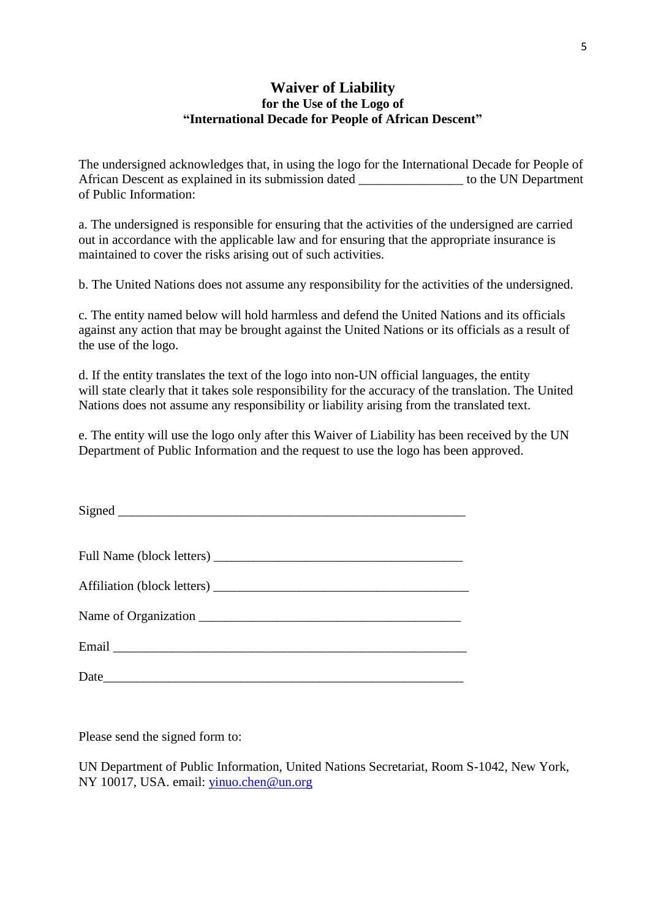# Waiver of Liability

**for the Use of the Logo of**
**"International Decade for People of African Descent"**

The undersigned acknowledges that, in using the logo for the International Decade for People of African Descent as explained in its submission dated ________________ to the UN Department of Public Information:

a. The undersigned is responsible for ensuring that the activities of the undersigned are carried out in accordance with the applicable law and for ensuring that the appropriate insurance is maintained to cover the risks arising out of such activities.

b. The United Nations does not assume any responsibility for the activities of the undersigned.

c. The entity named below will hold harmless and defend the United Nations and its officials against any action that may be brought against the United Nations or its officials as a result of the use of the logo.

d. If the entity translates the text of the logo into non-UN official languages, the entity will state clearly that it takes sole responsibility for the accuracy of the translation. The United Nations does not assume any responsibility or liability arising from the translated text.

e. The entity will use the logo only after this Waiver of Liability has been received by the UN Department of Public Information and the request to use the logo has been approved.

Signed ________________________________________________________

Full Name (block letters) ______________________________________

Affiliation (block letters) ________________________________________

Name of Organization __________________________________________

Email __________________________________________________________

Date____________________________________________________________

Please send the signed form to:

UN Department of Public Information, United Nations Secretariat, Room S-1042, New York, NY 10017, USA. email: yinuo.chen@un.org